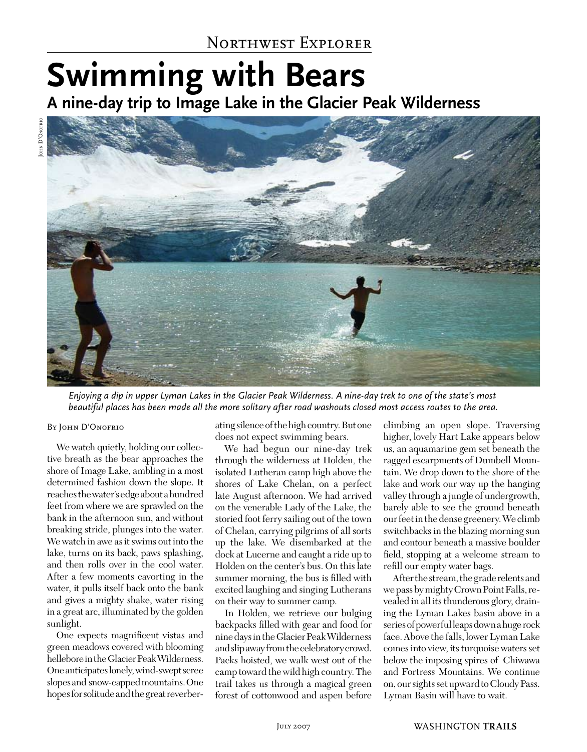Northwest Explorer

# Swimming with Bears

## A nine-day trip to Image Lake in the Glacier Peak Wilderness

John D'Onofrio

*Enjoying a dip in upper Lyman Lakes in the Glacier Peak Wilderness. A nine-day trek to one of the state's most beautiful places has been made all the more solitary after road washouts closed most access routes to the area.*

By John D'Onofrio

We watch quietly, holding our collective breath as the bear approaches the shore of Image Lake, ambling in a most determined fashion down the slope. It reaches the water's edge about a hundred feet from where we are sprawled on the bank in the afternoon sun, and without breaking stride, plunges into the water. We watch in awe as it swims out into the lake, turns on its back, paws splashing, and then rolls over in the cool water. After a few moments cavorting in the water, it pulls itself back onto the bank and gives a mighty shake, water rising in a great arc, illuminated by the golden sunlight.

One expects magnificent vistas and green meadows covered with blooming hellebore in the Glacier Peak Wilderness. One anticipates lonely, wind-swept scree slopes and snow-capped mountains. One hopes for solitude and the great reverberating silence of the high country. But one does not expect swimming bears.

We had begun our nine-day trek through the wilderness at Holden, the isolated Lutheran camp high above the shores of Lake Chelan, on a perfect late August afternoon. We had arrived on the venerable Lady of the Lake, the storied foot ferry sailing out of the town of Chelan, carrying pilgrims of all sorts up the lake. We disembarked at the dock at Lucerne and caught a ride up to Holden on the center's bus. On this late summer morning, the bus is filled with excited laughing and singing Lutherans on their way to summer camp.

In Holden, we retrieve our bulging backpacks filled with gear and food for nine days in the Glacier Peak Wilderness and slip away from the celebratory crowd. Packs hoisted, we walk west out of the camp toward the wild high country. The trail takes us through a magical green forest of cottonwood and aspen before climbing an open slope. Traversing higher, lovely Hart Lake appears below us, an aquamarine gem set beneath the ragged escarpments of Dumbell Mountain. We drop down to the shore of the lake and work our way up the hanging valley through a jungle of undergrowth, barely able to see the ground beneath our feet in the dense greenery. We climb switchbacks in the blazing morning sun and contour beneath a massive boulder field, stopping at a welcome stream to refill our empty water bags.

After the stream, the grade relents and we pass by mighty Crown Point Falls, revealed in all its thunderous glory, draining the Lyman Lakes basin above in a series of powerful leaps down a huge rock face. Above the falls, lower Lyman Lake comes into view, its turquoise waters set below the imposing spires of Chiwawa and Fortress Mountains. We continue on, our sights set upward to Cloudy Pass. Lyman Basin will have to wait.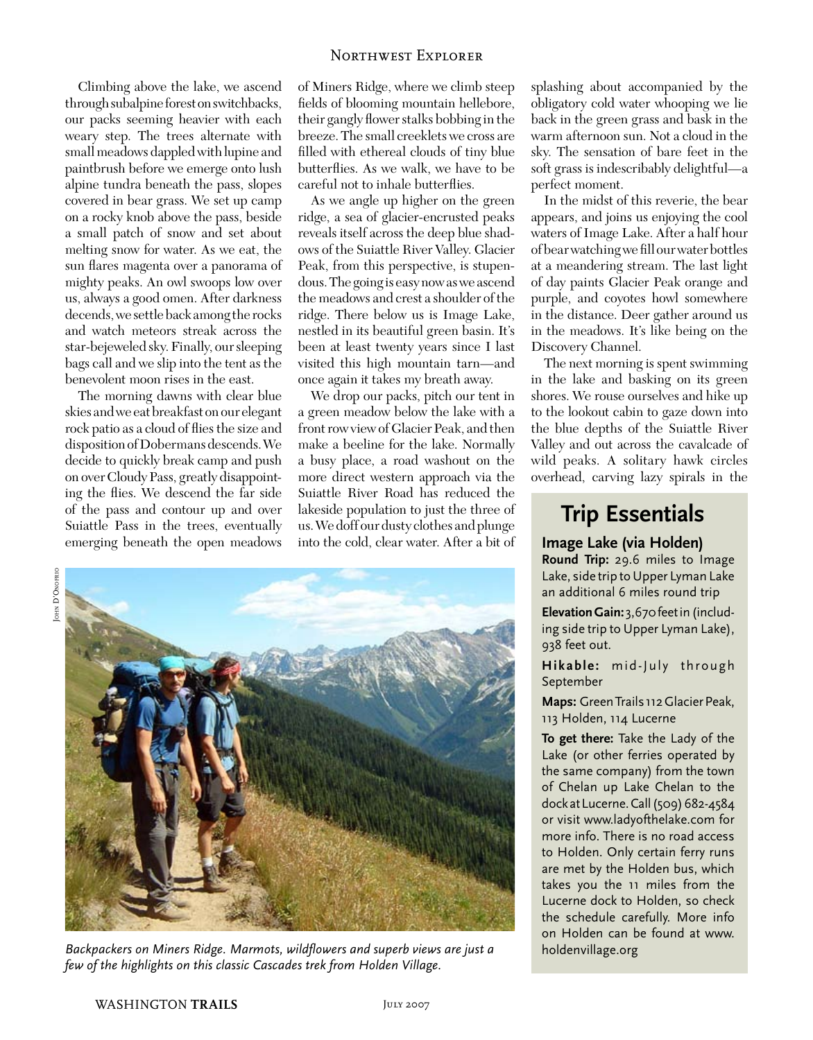Climbing above the lake, we ascend through subalpine forest on switchbacks, our packs seeming heavier with each weary step. The trees alternate with small meadows dappled with lupine and paintbrush before we emerge onto lush alpine tundra beneath the pass, slopes covered in bear grass. We set up camp on a rocky knob above the pass, beside a small patch of snow and set about melting snow for water. As we eat, the sun flares magenta over a panorama of mighty peaks. An owl swoops low over us, always a good omen. After darkness decends, we settle back among the rocks and watch meteors streak across the star-bejeweled sky. Finally, our sleeping bags call and we slip into the tent as the benevolent moon rises in the east.

The morning dawns with clear blue skies and we eat breakfast on our elegant rock patio as a cloud of flies the size and disposition of Dobermans descends. We decide to quickly break camp and push on over Cloudy Pass, greatly disappointing the flies. We descend the far side of the pass and contour up and over Suiattle Pass in the trees, eventually emerging beneath the open meadows of Miners Ridge, where we climb steep fields of blooming mountain hellebore, their gangly flower stalks bobbing in the breeze. The small creeklets we cross are filled with ethereal clouds of tiny blue butterflies. As we walk, we have to be careful not to inhale butterflies.

As we angle up higher on the green ridge, a sea of glacier-encrusted peaks reveals itself across the deep blue shadows of the Suiattle River Valley. Glacier Peak, from this perspective, is stupendous. The going is easy now as we ascend the meadows and crest a shoulder of the ridge. There below us is Image Lake, nestled in its beautiful green basin. It's been at least twenty years since I last visited this high mountain tarn—and once again it takes my breath away.

We drop our packs, pitch our tent in a green meadow below the lake with a front row view of Glacier Peak, and then make a beeline for the lake. Normally a busy place, a road washout on the more direct western approach via the Suiattle River Road has reduced the lakeside population to just the three of us. We doff our dusty clothes and plunge into the cold, clear water. After a bit of splashing about accompanied by the obligatory cold water whooping we lie back in the green grass and bask in the warm afternoon sun. Not a cloud in the sky. The sensation of bare feet in the soft grass is indescribably delightful—a perfect moment.

In the midst of this reverie, the bear appears, and joins us enjoying the cool waters of Image Lake. After a half hour of bear watching we fill our water bottles at a meandering stream. The last light of day paints Glacier Peak orange and purple, and coyotes howl somewhere in the distance. Deer gather around us in the meadows. It's like being on the Discovery Channel.

The next morning is spent swimming in the lake and basking on its green shores. We rouse ourselves and hike up to the lookout cabin to gaze down into the blue depths of the Suiattle River Valley and out across the cavalcade of wild peaks. A solitary hawk circles overhead, carving lazy spirals in the

John D'Onofrio

*Backpackers on Miners Ridge. Marmots, wildflowers and superb views are just a few of the highlights on this classic Cascades trek from Holden Village.*

## Trip Essentials

### Image Lake (via Holden)

**Round Trip:** 29.6 miles to Image Lake, side trip to Upper Lyman Lake an additional 6 miles round trip

**Elevation Gain:** 3,670 feet in (including side trip to Upper Lyman Lake), 938 feet out.

**Hikable:** mid-July through September

**Maps:** Green Trails 112 Glacier Peak, 113 Holden, 114 Lucerne

**To get there:** Take the Lady of the Lake (or other ferries operated by the same company) from the town of Chelan up Lake Chelan to the dock at Lucerne. Call (509) 682-4584 or visit www.ladyofthelake.com for more info. There is no road access to Holden. Only certain ferry runs are met by the Holden bus, which takes you the 11 miles from the Lucerne dock to Holden, so check the schedule carefully. More info on Holden can be found at www.holdenvillage.org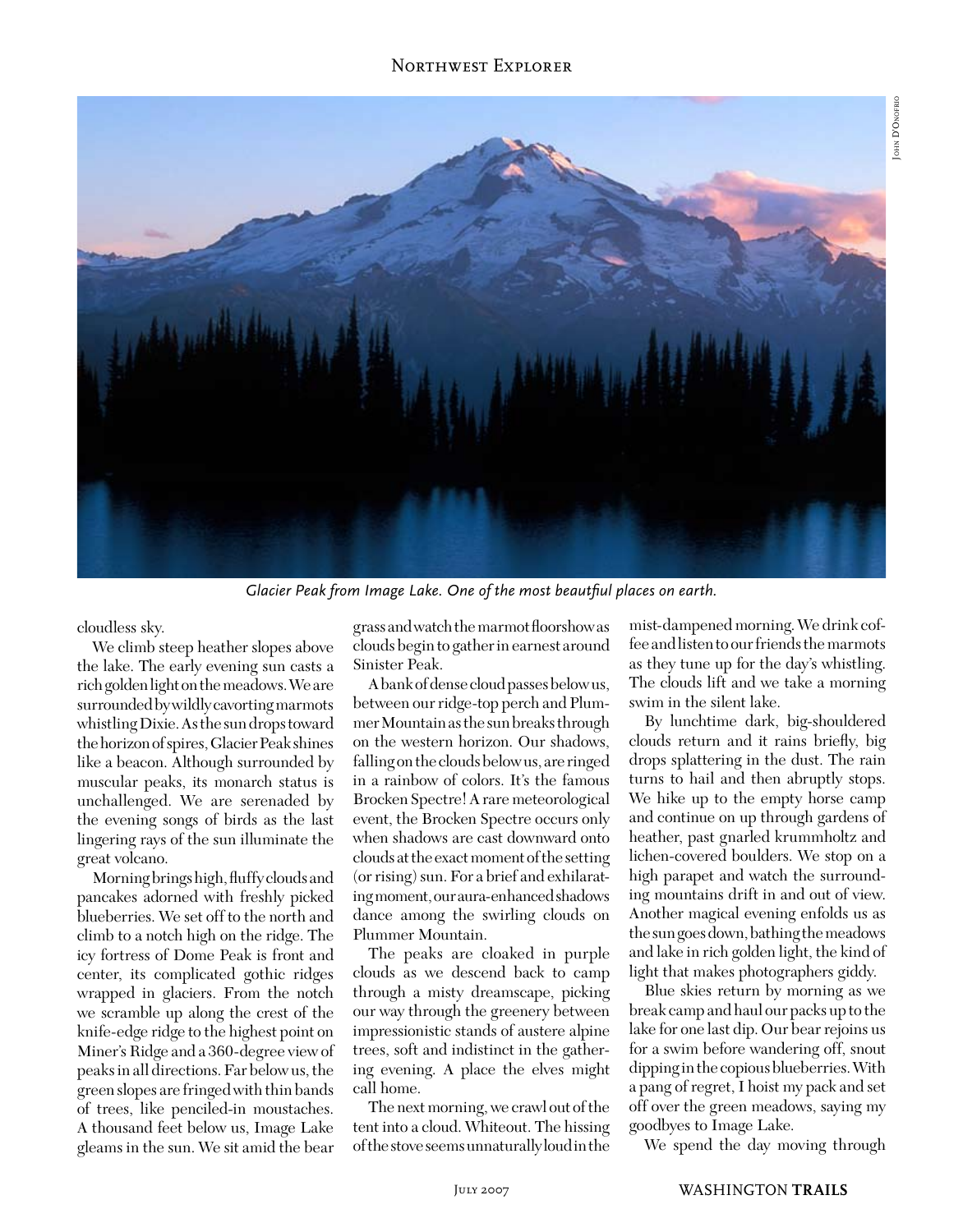*Glacier Peak from Image Lake. One of the most beautful places on earth.*

cloudless sky.

We climb steep heather slopes above the lake. The early evening sun casts a rich golden light on the meadows. We are surrounded by wildly cavorting marmots whistling Dixie. As the sun drops toward the horizon of spires, Glacier Peak shines like a beacon. Although surrounded by muscular peaks, its monarch status is unchallenged. We are serenaded by the evening songs of birds as the last lingering rays of the sun illuminate the great volcano.

Morning brings high, fluffy clouds and pancakes adorned with freshly picked blueberries. We set off to the north and climb to a notch high on the ridge. The icy fortress of Dome Peak is front and center, its complicated gothic ridges wrapped in glaciers. From the notch we scramble up along the crest of the knife-edge ridge to the highest point on Miner's Ridge and a 360-degree view of peaks in all directions. Far below us, the green slopes are fringed with thin bands of trees, like penciled-in moustaches. A thousand feet below us, Image Lake gleams in the sun. We sit amid the bear grass and watch the marmot floorshow as clouds begin to gather in earnest around Sinister Peak.

A bank of dense cloud passes below us, between our ridge-top perch and Plummer Mountain as the sun breaks through on the western horizon. Our shadows, falling on the clouds below us, are ringed in a rainbow of colors. It's the famous Brocken Spectre! A rare meteorological event, the Brocken Spectre occurs only when shadows are cast downward onto clouds at the exact moment of the setting (or rising) sun. For a brief and exhilarating moment, our aura-enhanced shadows dance among the swirling clouds on Plummer Mountain.

The peaks are cloaked in purple clouds as we descend back to camp through a misty dreamscape, picking our way through the greenery between impressionistic stands of austere alpine trees, soft and indistinct in the gathering evening. A place the elves might call home.

The next morning, we crawl out of the tent into a cloud. Whiteout. The hissing of the stove seems unnaturally loud in the mist-dampened morning. We drink coffee and listen to our friends the marmots as they tune up for the day's whistling. The clouds lift and we take a morning swim in the silent lake.

By lunchtime dark, big-shouldered clouds return and it rains briefly, big drops splattering in the dust. The rain turns to hail and then abruptly stops. We hike up to the empty horse camp and continue on up through gardens of heather, past gnarled krummholtz and lichen-covered boulders. We stop on a high parapet and watch the surrounding mountains drift in and out of view. Another magical evening enfolds us as the sun goes down, bathing the meadows and lake in rich golden light, the kind of light that makes photographers giddy.

Blue skies return by morning as we break camp and haul our packs up to the lake for one last dip. Our bear rejoins us for a swim before wandering off, snout dipping in the copious blueberries. With a pang of regret, I hoist my pack and set off over the green meadows, saying my goodbyes to Image Lake.

We spend the day moving through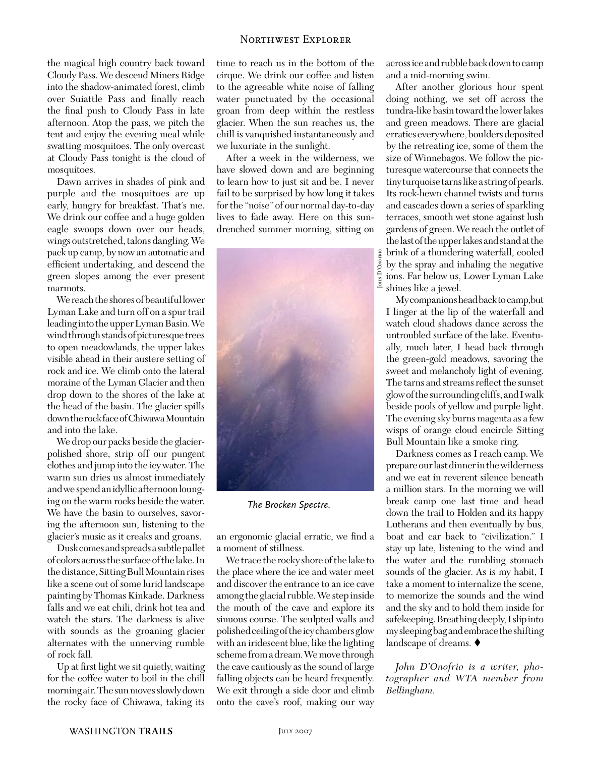the magical high country back toward Cloudy Pass. We descend Miners Ridge into the shadow-animated forest, climb over Suiattle Pass and finally reach the final push to Cloudy Pass in late afternoon. Atop the pass, we pitch the tent and enjoy the evening meal while swatting mosquitoes. The only overcast at Cloudy Pass tonight is the cloud of mosquitoes.

Dawn arrives in shades of pink and purple and the mosquitoes are up early, hungry for breakfast. That's me. We drink our coffee and a huge golden eagle swoops down over our heads, wings outstretched, talons dangling. We pack up camp, by now an automatic and efficient undertaking, and descend the green slopes among the ever present marmots.

We reach the shores of beautiful lower Lyman Lake and turn off on a spur trail leading into the upper Lyman Basin. We wind through stands of picturesque trees to open meadowlands, the upper lakes visible ahead in their austere setting of rock and ice. We climb onto the lateral moraine of the Lyman Glacier and then drop down to the shores of the lake at the head of the basin. The glacier spills down the rock face of Chiwawa Mountain and into the lake.

We drop our packs beside the glacier-polished shore, strip off our pungent clothes and jump into the icy water. The warm sun dries us almost immediately and we spend an idyllic afternoon lounging on the warm rocks beside the water. We have the basin to ourselves, savoring the afternoon sun, listening to the glacier's music as it creaks and groans.

Dusk comes and spreads a subtle pallet of colors across the surface of the lake. In the distance, Sitting Bull Mountain rises like a scene out of some lurid landscape painting by Thomas Kinkade. Darkness falls and we eat chili, drink hot tea and watch the stars. The darkness is alive with sounds as the groaning glacier alternates with the unnerving rumble of rock fall.

Up at first light we sit quietly, waiting for the coffee water to boil in the chill morning air. The sun moves slowly down the rocky face of Chiwawa, taking its time to reach us in the bottom of the cirque. We drink our coffee and listen to the agreeable white noise of falling water punctuated by the occasional groan from deep within the restless glacier. When the sun reaches us, the chill is vanquished instantaneously and we luxuriate in the sunlight.

After a week in the wilderness, we have slowed down and are beginning to learn how to just sit and be. I never fail to be surprised by how long it takes for the "noise" of our normal day-to-day lives to fade away. Here on this sun-drenched summer morning, sitting on an ergonomic glacial erratic, we find a a moment of stillness.

John D'Onofrio

*The Brocken Spectre.*

We trace the rocky shore of the lake to the place where the ice and water meet and discover the entrance to an ice cave among the glacial rubble. We step inside the mouth of the cave and explore its sinuous course. The sculpted walls and polished ceiling of the icy chambers glow with an iridescent blue, like the lighting scheme from a dream. We move through the cave cautiously as the sound of large falling objects can be heard frequently. We exit through a side door and climb onto the cave's roof, making our way across ice and rubble back down to camp and a mid-morning swim.

After another glorious hour spent doing nothing, we set off across the tundra-like basin toward the lower lakes and green meadows. There are glacial erratics everywhere, boulders deposited by the retreating ice, some of them the size of Winnebagos. We follow the picturesque watercourse that connects the tiny turquoise tarns like a string of pearls. Its rock-hewn channel twists and turns and cascades down a series of sparkling terraces, smooth wet stone against lush gardens of green. We reach the outlet of the last of the upper lakes and stand at the brink of a thundering waterfall, cooled by the spray and inhaling the negative ions. Far below us, Lower Lyman Lake shines like a jewel.

My companions head back to camp, but I linger at the lip of the waterfall and watch cloud shadows dance across the untroubled surface of the lake. Eventually, much later, I head back through the green-gold meadows, savoring the sweet and melancholy light of evening. The tarns and streams reflect the sunset glow of the surrounding cliffs, and I walk beside pools of yellow and purple light. The evening sky burns magenta as a few wisps of orange cloud encircle Sitting Bull Mountain like a smoke ring.

Darkness comes as I reach camp. We prepare our last dinner in the wilderness and we eat in reverent silence beneath a million stars. In the morning we will break camp one last time and head down the trail to Holden and its happy Lutherans and then eventually by bus, boat and car back to "civilization." I stay up late, listening to the wind and the water and the rumbling stomach sounds of the glacier. As is my habit, I take a moment to internalize the scene, to memorize the sounds and the wind and the sky and to hold them inside for safekeeping. Breathing deeply, I slip into my sleeping bag and embrace the shifting landscape of dreams. ♦

*John D'Onofrio is a writer, photographer and WTA member from Bellingham.*